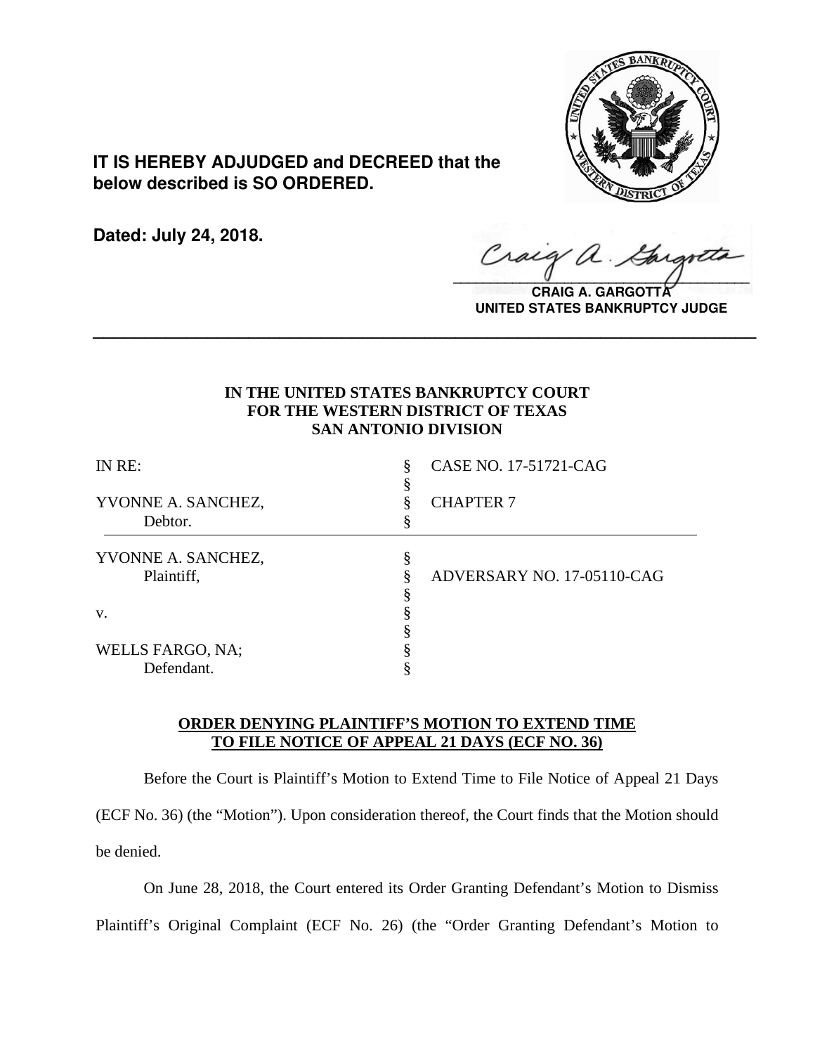**IT IS HEREBY ADJUDGED and DECREED that the below described is SO ORDERED.**

**Dated: July 24, 2018.**

**CRAIG A. GARGOTTA**
**UNITED STATES BANKRUPTCY JUDGE**

---

**IN THE UNITED STATES BANKRUPTCY COURT**
**FOR THE WESTERN DISTRICT OF TEXAS**
**SAN ANTONIO DIVISION**

| | | |
|---|---|---|
| IN RE: | § | CASE NO. 17-51721-CAG |
| | § | |
| YVONNE A. SANCHEZ, | § | CHAPTER 7 |
| Debtor. | § | |
| YVONNE A. SANCHEZ, | § | |
| Plaintiff, | § | ADVERSARY NO. 17-05110-CAG |
| | § | |
| v. | § | |
| | § | |
| WELLS FARGO, NA; | § | |
| Defendant. | § | |

**ORDER DENYING PLAINTIFF'S MOTION TO EXTEND TIME TO FILE NOTICE OF APPEAL 21 DAYS (ECF NO. 36)**

Before the Court is Plaintiff's Motion to Extend Time to File Notice of Appeal 21 Days (ECF No. 36) (the "Motion"). Upon consideration thereof, the Court finds that the Motion should be denied.

On June 28, 2018, the Court entered its Order Granting Defendant's Motion to Dismiss Plaintiff's Original Complaint (ECF No. 26) (the "Order Granting Defendant's Motion to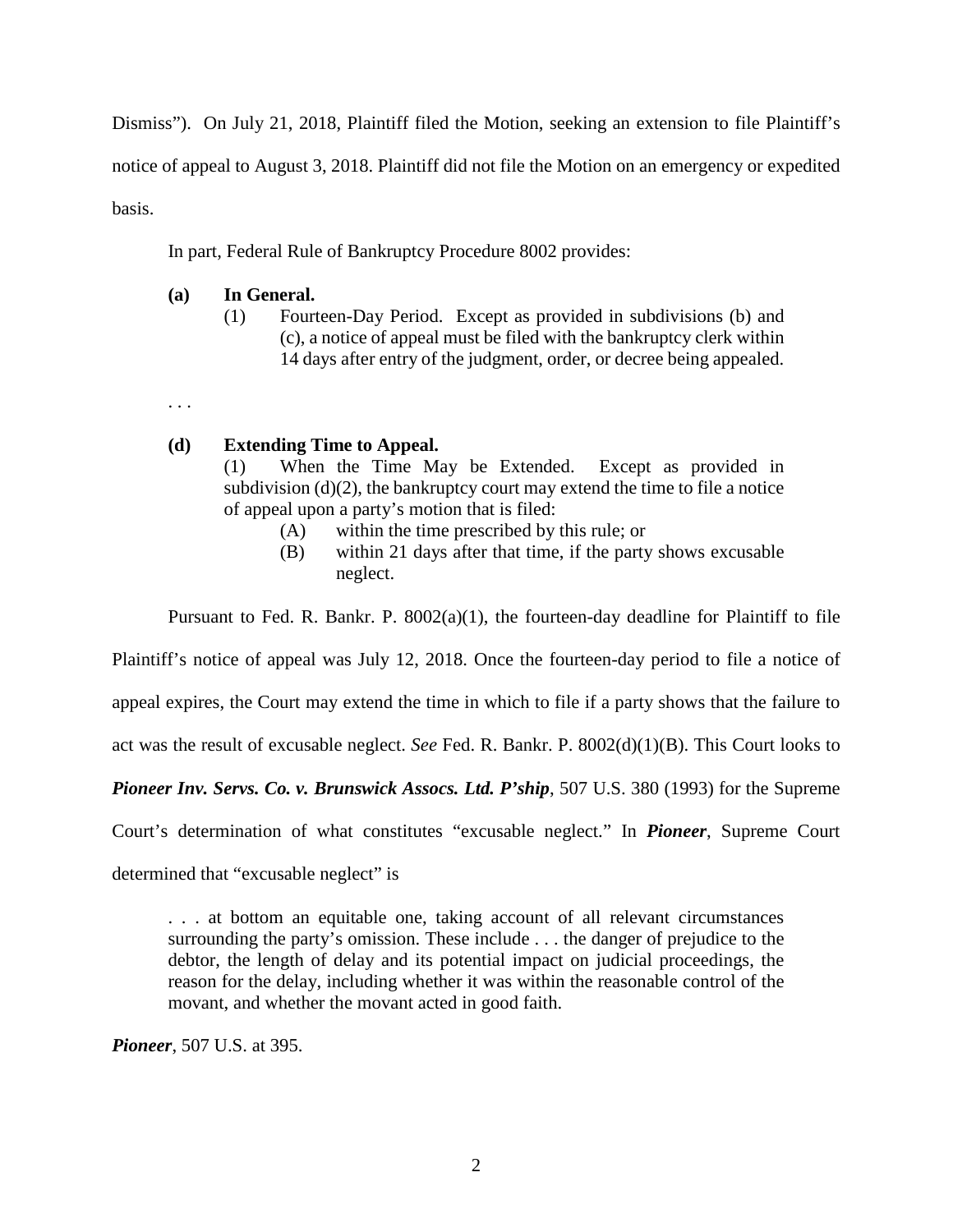Dismiss"). On July 21, 2018, Plaintiff filed the Motion, seeking an extension to file Plaintiff's notice of appeal to August 3, 2018. Plaintiff did not file the Motion on an emergency or expedited basis.

In part, Federal Rule of Bankruptcy Procedure 8002 provides:

> **(a) In General.**
>
> (1) Fourteen-Day Period. Except as provided in subdivisions (b) and (c), a notice of appeal must be filed with the bankruptcy clerk within 14 days after entry of the judgment, order, or decree being appealed.
>
> . . .
>
> **(d) Extending Time to Appeal.**
>
> (1) When the Time May be Extended. Except as provided in subdivision (d)(2), the bankruptcy court may extend the time to file a notice of appeal upon a party's motion that is filed:
>
> (A) within the time prescribed by this rule; or
>
> (B) within 21 days after that time, if the party shows excusable neglect.

Pursuant to Fed. R. Bankr. P. 8002(a)(1), the fourteen-day deadline for Plaintiff to file Plaintiff's notice of appeal was July 12, 2018. Once the fourteen-day period to file a notice of appeal expires, the Court may extend the time in which to file if a party shows that the failure to act was the result of excusable neglect. *See* Fed. R. Bankr. P. 8002(d)(1)(B). This Court looks to ***Pioneer Inv. Servs. Co. v. Brunswick Assocs. Ltd. P'ship***, 507 U.S. 380 (1993) for the Supreme Court's determination of what constitutes "excusable neglect." In ***Pioneer***, Supreme Court determined that "excusable neglect" is

> . . . at bottom an equitable one, taking account of all relevant circumstances surrounding the party's omission. These include . . . the danger of prejudice to the debtor, the length of delay and its potential impact on judicial proceedings, the reason for the delay, including whether it was within the reasonable control of the movant, and whether the movant acted in good faith.

***Pioneer***, 507 U.S. at 395.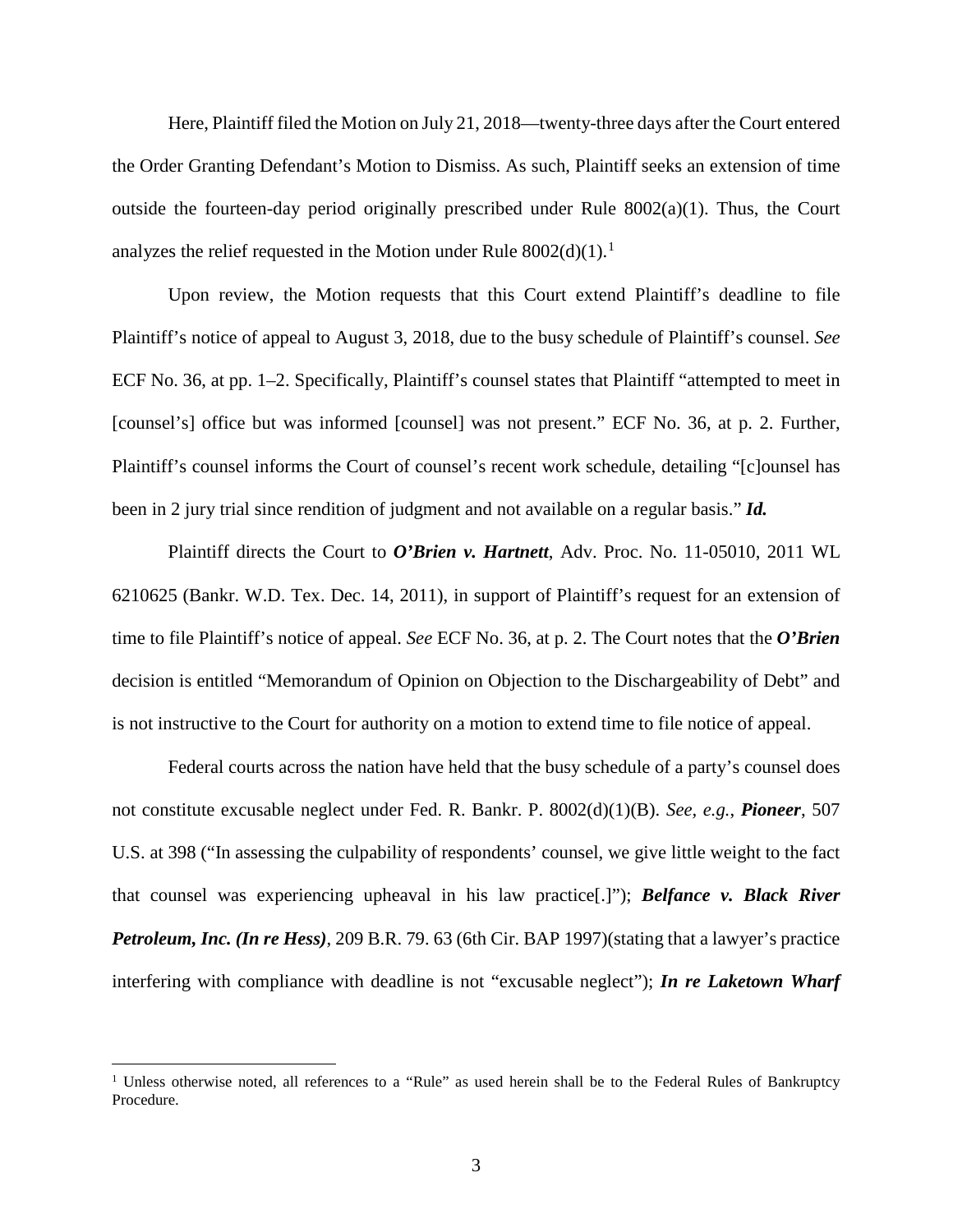Here, Plaintiff filed the Motion on July 21, 2018—twenty-three days after the Court entered the Order Granting Defendant's Motion to Dismiss. As such, Plaintiff seeks an extension of time outside the fourteen-day period originally prescribed under Rule 8002(a)(1). Thus, the Court analyzes the relief requested in the Motion under Rule 8002(d)(1).[1]

Upon review, the Motion requests that this Court extend Plaintiff's deadline to file Plaintiff's notice of appeal to August 3, 2018, due to the busy schedule of Plaintiff's counsel. *See* ECF No. 36, at pp. 1–2. Specifically, Plaintiff's counsel states that Plaintiff "attempted to meet in [counsel's] office but was informed [counsel] was not present." ECF No. 36, at p. 2. Further, Plaintiff's counsel informs the Court of counsel's recent work schedule, detailing "[c]ounsel has been in 2 jury trial since rendition of judgment and not available on a regular basis." ***Id.***

Plaintiff directs the Court to ***O'Brien v. Hartnett***, Adv. Proc. No. 11-05010, 2011 WL 6210625 (Bankr. W.D. Tex. Dec. 14, 2011), in support of Plaintiff's request for an extension of time to file Plaintiff's notice of appeal. *See* ECF No. 36, at p. 2. The Court notes that the ***O'Brien*** decision is entitled "Memorandum of Opinion on Objection to the Dischargeability of Debt" and is not instructive to the Court for authority on a motion to extend time to file notice of appeal.

Federal courts across the nation have held that the busy schedule of a party's counsel does not constitute excusable neglect under Fed. R. Bankr. P. 8002(d)(1)(B). *See, e.g.*, ***Pioneer***, 507 U.S. at 398 ("In assessing the culpability of respondents' counsel, we give little weight to the fact that counsel was experiencing upheaval in his law practice[.]"); ***Belfance v. Black River Petroleum, Inc. (In re Hess)***, 209 B.R. 79. 63 (6th Cir. BAP 1997)(stating that a lawyer's practice interfering with compliance with deadline is not "excusable neglect"); ***In re Laketown Wharf***

---

[1] Unless otherwise noted, all references to a "Rule" as used herein shall be to the Federal Rules of Bankruptcy Procedure.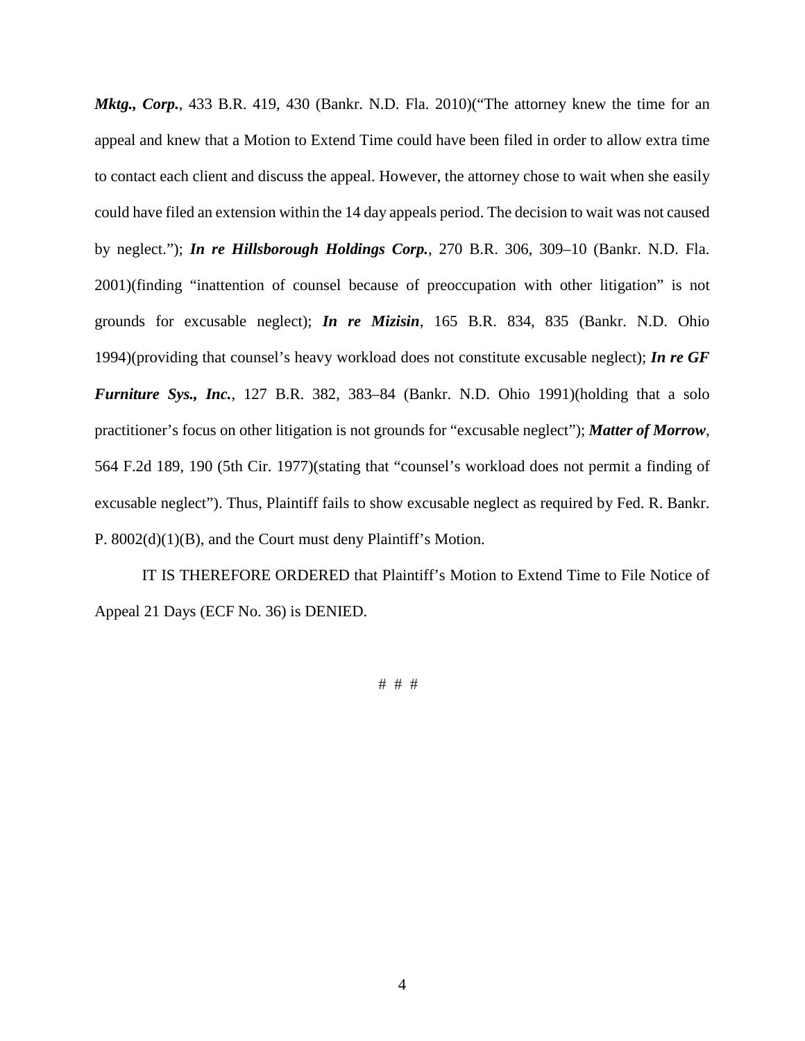***Mktg., Corp.***, 433 B.R. 419, 430 (Bankr. N.D. Fla. 2010)("The attorney knew the time for an appeal and knew that a Motion to Extend Time could have been filed in order to allow extra time to contact each client and discuss the appeal. However, the attorney chose to wait when she easily could have filed an extension within the 14 day appeals period. The decision to wait was not caused by neglect."); ***In re Hillsborough Holdings Corp.***, 270 B.R. 306, 309–10 (Bankr. N.D. Fla. 2001)(finding "inattention of counsel because of preoccupation with other litigation" is not grounds for excusable neglect); ***In re Mizisin***, 165 B.R. 834, 835 (Bankr. N.D. Ohio 1994)(providing that counsel's heavy workload does not constitute excusable neglect); ***In re GF Furniture Sys., Inc.***, 127 B.R. 382, 383–84 (Bankr. N.D. Ohio 1991)(holding that a solo practitioner's focus on other litigation is not grounds for "excusable neglect"); ***Matter of Morrow***, 564 F.2d 189, 190 (5th Cir. 1977)(stating that "counsel's workload does not permit a finding of excusable neglect"). Thus, Plaintiff fails to show excusable neglect as required by Fed. R. Bankr. P. 8002(d)(1)(B), and the Court must deny Plaintiff's Motion.

IT IS THEREFORE ORDERED that Plaintiff's Motion to Extend Time to File Notice of Appeal 21 Days (ECF No. 36) is DENIED.

# # #